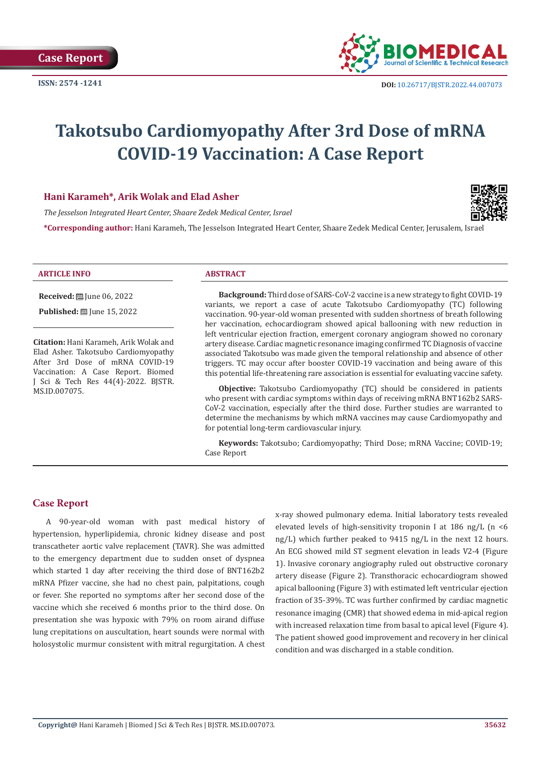Case Report

ISSN: 2574 -1241

DOI: 10.26717/BJSTR.2022.44.007073

# Takotsubo Cardiomyopathy After 3rd Dose of mRNA COVID-19 Vaccination: A Case Report

**Hani Karameh\*, Arik Wolak and Elad Asher**

*The Jesselson Integrated Heart Center, Shaare Zedek Medical Center, Israel*

**\*Corresponding author:** Hani Karameh, The Jesselson Integrated Heart Center, Shaare Zedek Medical Center, Jerusalem, Israel

### ARTICLE INFO

**Received:** June 06, 2022

**Published:** June 15, 2022

**Citation:** Hani Karameh, Arik Wolak and Elad Asher. Takotsubo Cardiomyopathy After 3rd Dose of mRNA COVID-19 Vaccination: A Case Report. Biomed J Sci & Tech Res 44(4)-2022. BJSTR. MS.ID.007075.

### ABSTRACT

**Background:** Third dose of SARS-CoV-2 vaccine is a new strategy to fight COVID-19 variants, we report a case of acute Takotsubo Cardiomyopathy (TC) following vaccination. 90-year-old woman presented with sudden shortness of breath following her vaccination, echocardiogram showed apical ballooning with new reduction in left ventricular ejection fraction, emergent coronary angiogram showed no coronary artery disease. Cardiac magnetic resonance imaging confirmed TC Diagnosis of vaccine associated Takotsubo was made given the temporal relationship and absence of other triggers. TC may occur after booster COVID-19 vaccination and being aware of this this potential life-threatening rare association is essential for evaluating vaccine safety.

**Objective:** Takotsubo Cardiomyopathy (TC) should be considered in patients who present with cardiac symptoms within days of receiving mRNA BNT162b2 SARS-CoV-2 vaccination, especially after the third dose. Further studies are warranted to determine the mechanisms by which mRNA vaccines may cause Cardiomyopathy and for potential long-term cardiovascular injury.

**Keywords:** Takotsubo; Cardiomyopathy; Third Dose; mRNA Vaccine; COVID-19; Case Report

## Case Report

A 90-year-old woman with past medical history of hypertension, hyperlipidemia, chronic kidney disease and post transcatheter aortic valve replacement (TAVR). She was admitted to the emergency department due to sudden onset of dyspnea which started 1 day after receiving the third dose of BNT162b2 mRNA Pfizer vaccine, she had no chest pain, palpitations, cough or fever. She reported no symptoms after her second dose of the vaccine which she received 6 months prior to the third dose. On presentation she was hypoxic with 79% on room airand diffuse lung crepitations on auscultation, heart sounds were normal with holosystolic murmur consistent with mitral regurgitation. A chest x-ray showed pulmonary edema. Initial laboratory tests revealed elevated levels of high-sensitivity troponin I at 186 ng/L (n <6 ng/L) which further peaked to 9415 ng/L in the next 12 hours. An ECG showed mild ST segment elevation in leads V2-4 (Figure 1). Invasive coronary angiography ruled out obstructive coronary artery disease (Figure 2). Transthoracic echocardiogram showed apical ballooning (Figure 3) with estimated left ventricular ejection fraction of 35-39%. TC was further confirmed by cardiac magnetic resonance imaging (CMR) that showed edema in mid-apical region with increased relaxation time from basal to apical level (Figure 4). The patient showed good improvement and recovery in her clinical condition and was discharged in a stable condition.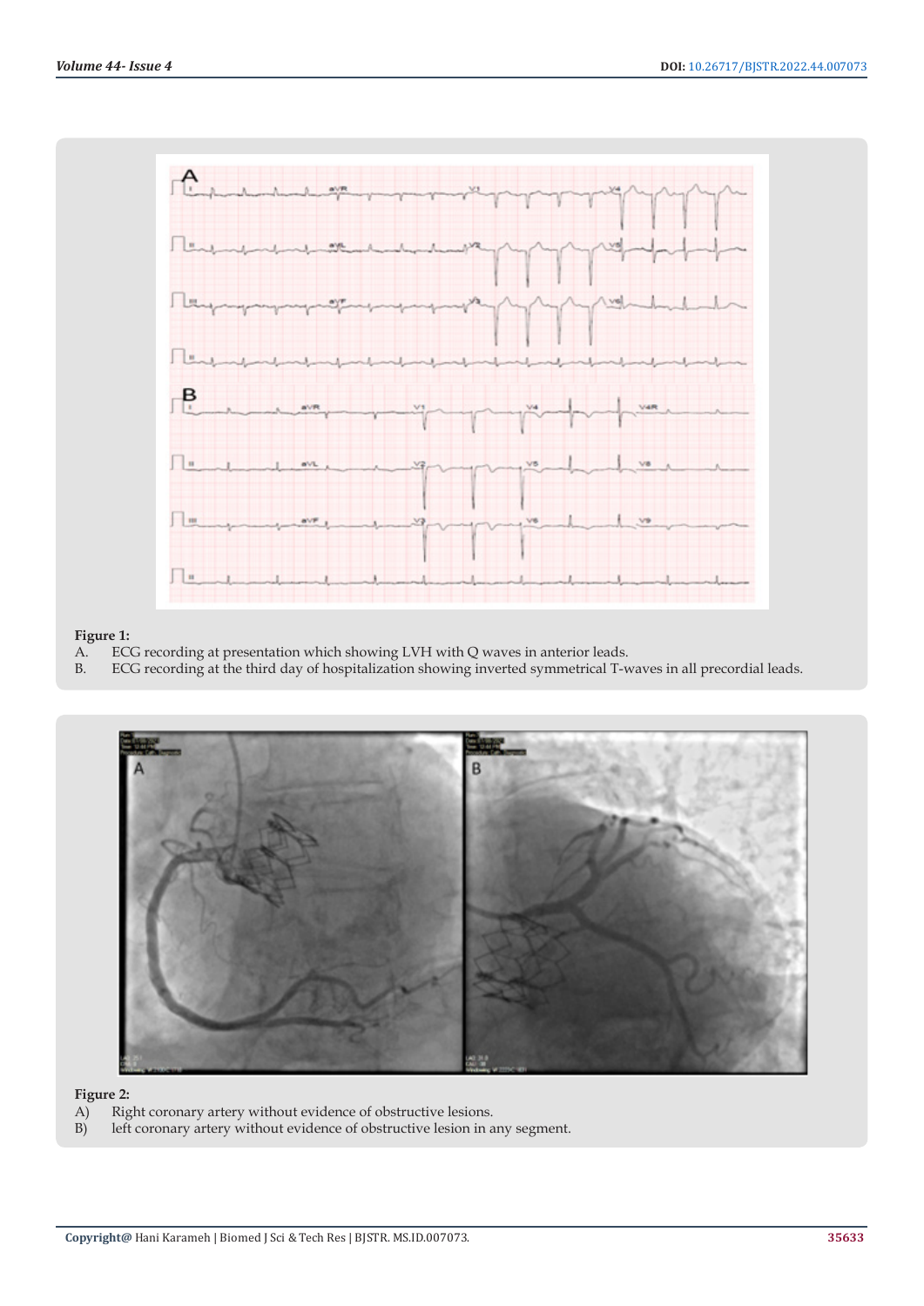**Figure 1:**

A. ECG recording at presentation which showing LVH with Q waves in anterior leads.

B. ECG recording at the third day of hospitalization showing inverted symmetrical T-waves in all precordial leads.

**Figure 2:**

A) Right coronary artery without evidence of obstructive lesions.

B) left coronary artery without evidence of obstructive lesion in any segment.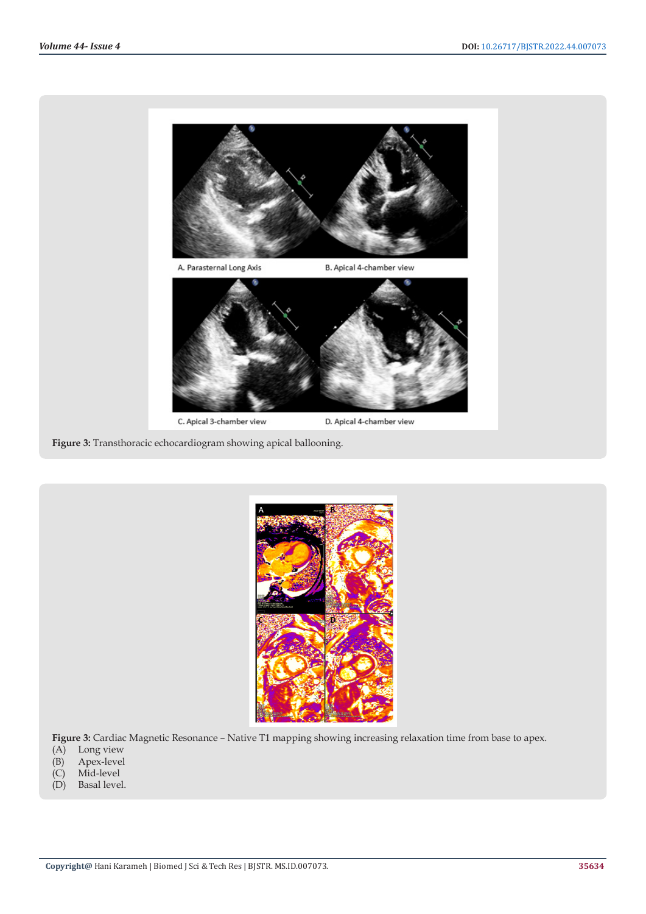A. Parasternal Long Axis

B. Apical 4-chamber view

C. Apical 3-chamber view

D. Apical 4-chamber view

**Figure 3:** Transthoracic echocardiogram showing apical ballooning.

**Figure 3:** Cardiac Magnetic Resonance – Native T1 mapping showing increasing relaxation time from base to apex.

(A) Long view

(B) Apex-level

(C) Mid-level

(D) Basal level.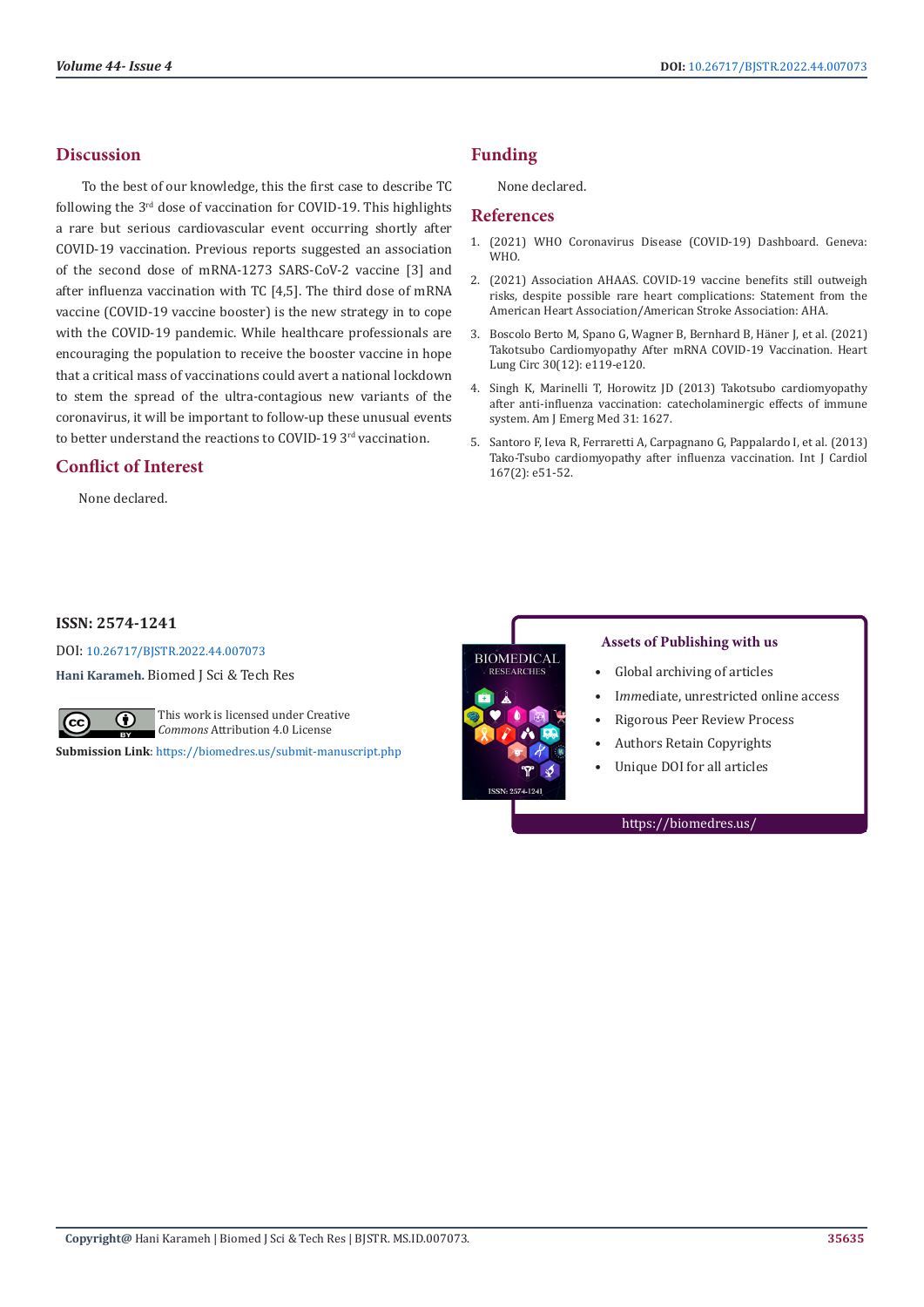## Discussion

To the best of our knowledge, this the first case to describe TC following the 3rd dose of vaccination for COVID-19. This highlights a rare but serious cardiovascular event occurring shortly after COVID-19 vaccination. Previous reports suggested an association of the second dose of mRNA-1273 SARS-CoV-2 vaccine [3] and after influenza vaccination with TC [4,5]. The third dose of mRNA vaccine (COVID-19 vaccine booster) is the new strategy in to cope with the COVID-19 pandemic. While healthcare professionals are encouraging the population to receive the booster vaccine in hope that a critical mass of vaccinations could avert a national lockdown to stem the spread of the ultra-contagious new variants of the coronavirus, it will be important to follow-up these unusual events to better understand the reactions to COVID-19 3rd vaccination.

## Conflict of Interest

None declared.

## Funding

None declared.

## References

1. (2021) WHO Coronavirus Disease (COVID-19) Dashboard. Geneva: WHO.
2. (2021) Association AHAAS. COVID-19 vaccine benefits still outweigh risks, despite possible rare heart complications: Statement from the American Heart Association/American Stroke Association: AHA.
3. Boscolo Berto M, Spano G, Wagner B, Bernhard B, Häner J, et al. (2021) Takotsubo Cardiomyopathy After mRNA COVID-19 Vaccination. Heart Lung Circ 30(12): e119-e120.
4. Singh K, Marinelli T, Horowitz JD (2013) Takotsubo cardiomyopathy after anti-influenza vaccination: catecholaminergic effects of immune system. Am J Emerg Med 31: 1627.
5. Santoro F, Ieva R, Ferraretti A, Carpagnano G, Pappalardo I, et al. (2013) Tako-Tsubo cardiomyopathy after influenza vaccination. Int J Cardiol 167(2): e51-52.

**ISSN: 2574-1241**

DOI: 10.26717/BJSTR.2022.44.007073

**Hani Karameh.** Biomed J Sci & Tech Res

This work is licensed under Creative *Commons* Attribution 4.0 License

**Submission Link**: https://biomedres.us/submit-manuscript.php

**Assets of Publishing with us**

- Global archiving of articles
- Immediate, unrestricted online access
- Rigorous Peer Review Process
- Authors Retain Copyrights
- Unique DOI for all articles

https://biomedres.us/